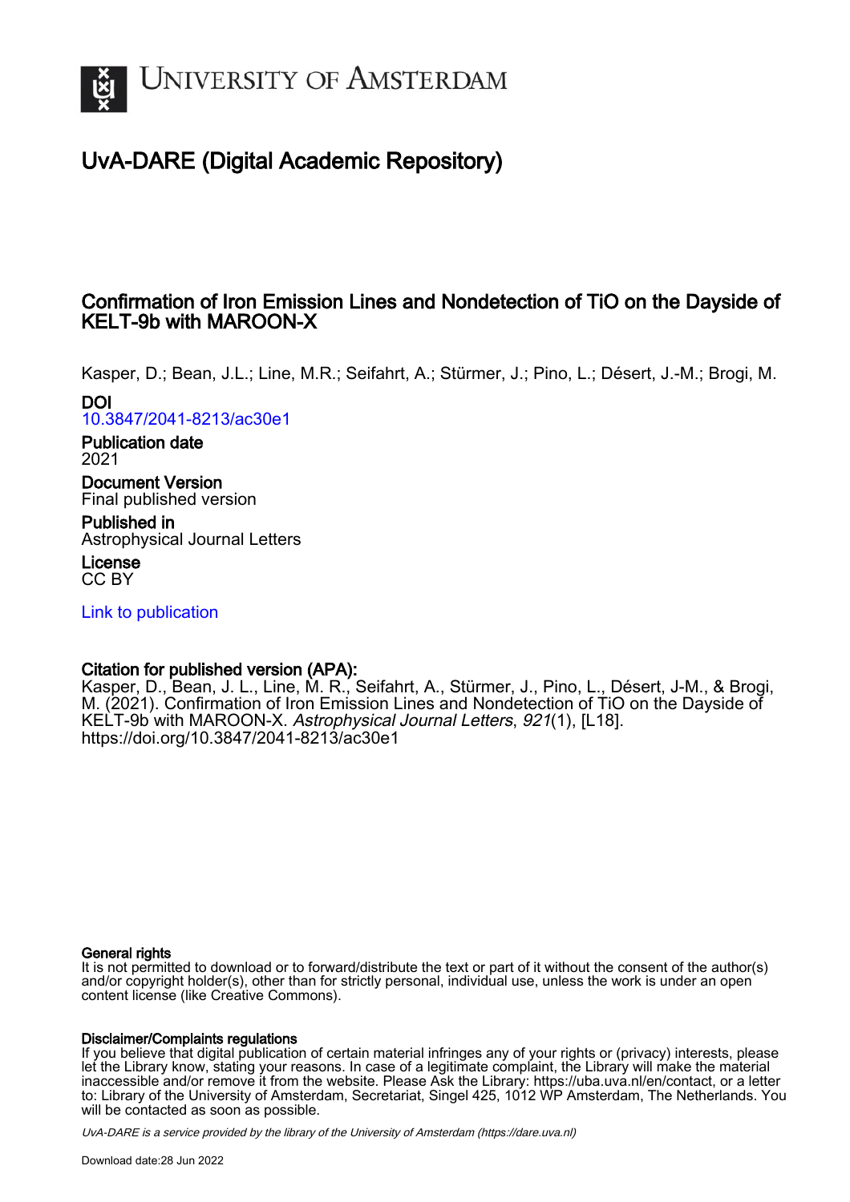UNIVERSITY OF AMSTERDAM

# UvA-DARE (Digital Academic Repository)

## Confirmation of Iron Emission Lines and Nondetection of TiO on the Dayside of KELT-9b with MAROON-X

Kasper, D.; Bean, J.L.; Line, M.R.; Seifahrt, A.; Stürmer, J.; Pino, L.; Désert, J.-M.; Brogi, M.

**DOI**
10.3847/2041-8213/ac30e1

**Publication date**
2021

**Document Version**
Final published version

**Published in**
Astrophysical Journal Letters

**License**
CC BY

Link to publication

**Citation for published version (APA):**
Kasper, D., Bean, J. L., Line, M. R., Seifahrt, A., Stürmer, J., Pino, L., Désert, J-M., & Brogi, M. (2021). Confirmation of Iron Emission Lines and Nondetection of TiO on the Dayside of KELT-9b with MAROON-X. *Astrophysical Journal Letters*, *921*(1), [L18]. https://doi.org/10.3847/2041-8213/ac30e1

**General rights**
It is not permitted to download or to forward/distribute the text or part of it without the consent of the author(s) and/or copyright holder(s), other than for strictly personal, individual use, unless the work is under an open content license (like Creative Commons).

**Disclaimer/Complaints regulations**
If you believe that digital publication of certain material infringes any of your rights or (privacy) interests, please let the Library know, stating your reasons. In case of a legitimate complaint, the Library will make the material inaccessible and/or remove it from the website. Please Ask the Library: https://uba.uva.nl/en/contact, or a letter to: Library of the University of Amsterdam, Secretariat, Singel 425, 1012 WP Amsterdam, The Netherlands. You will be contacted as soon as possible.

UvA-DARE is a service provided by the library of the University of Amsterdam (https://dare.uva.nl)

Download date:28 Jun 2022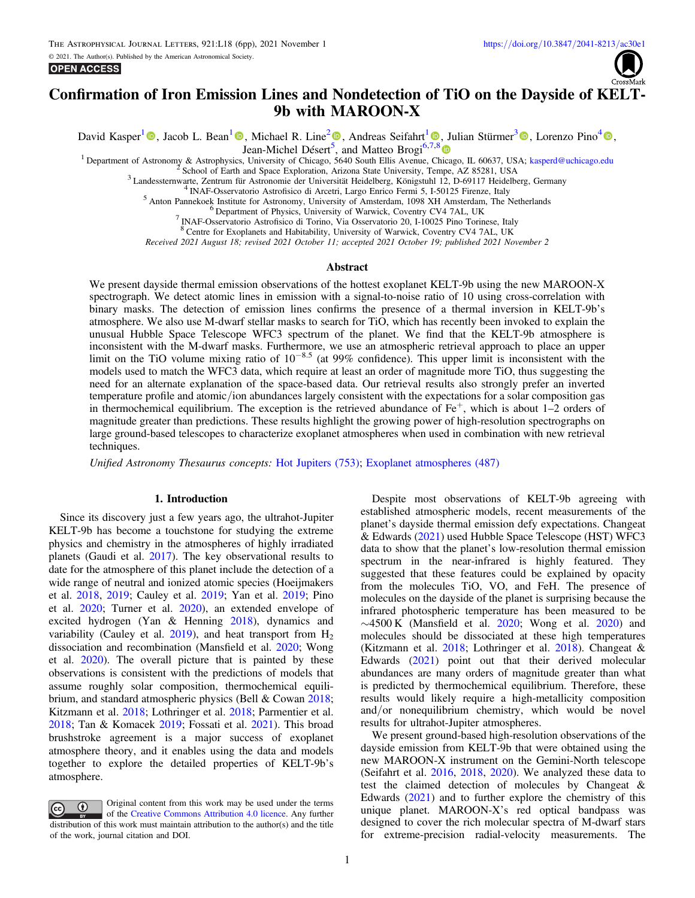# Confirmation of Iron Emission Lines and Nondetection of TiO on the Dayside of KELT-9b with MAROON-X

David Kasper[1], Jacob L. Bean[1], Michael R. Line[2], Andreas Seifahrt[1], Julian Stürmer[3], Lorenzo Pino[4], Jean-Michel Désert[5], and Matteo Brogi[6,7,8]

[1] Department of Astronomy & Astrophysics, University of Chicago, 5640 South Ellis Avenue, Chicago, IL 60637, USA; kasperd@uchicago.edu
[2] School of Earth and Space Exploration, Arizona State University, Tempe, AZ 85281, USA
[3] Landessternwarte, Zentrum für Astronomie der Universität Heidelberg, Königstuhl 12, D-69117 Heidelberg, Germany
[4] INAF-Osservatorio Astrofisico di Arcetri, Largo Enrico Fermi 5, I-50125 Firenze, Italy
[5] Anton Pannekoek Institute for Astronomy, University of Amsterdam, 1098 XH Amsterdam, The Netherlands
[6] Department of Physics, University of Warwick, Coventry CV4 7AL, UK
[7] INAF-Osservatorio Astrofisico di Torino, Via Osservatorio 20, I-10025 Pino Torinese, Italy
[8] Centre for Exoplanets and Habitability, University of Warwick, Coventry CV4 7AL, UK

Received 2021 August 18; revised 2021 October 11; accepted 2021 October 19; published 2021 November 2

## Abstract

We present dayside thermal emission observations of the hottest exoplanet KELT-9b using the new MAROON-X spectrograph. We detect atomic lines in emission with a signal-to-noise ratio of 10 using cross-correlation with binary masks. The detection of emission lines confirms the presence of a thermal inversion in KELT-9b's atmosphere. We also use M-dwarf stellar masks to search for TiO, which has recently been invoked to explain the unusual Hubble Space Telescope WFC3 spectrum of the planet. We find that the KELT-9b atmosphere is inconsistent with the M-dwarf masks. Furthermore, we use an atmospheric retrieval approach to place an upper limit on the TiO volume mixing ratio of $10^{-8.5}$ (at 99% confidence). This upper limit is inconsistent with the models used to match the WFC3 data, which require at least an order of magnitude more TiO, thus suggesting the need for an alternate explanation of the space-based data. Our retrieval results also strongly prefer an inverted temperature profile and atomic/ion abundances largely consistent with the expectations for a solar composition gas in thermochemical equilibrium. The exception is the retrieved abundance of $Fe^+$, which is about 1–2 orders of magnitude greater than predictions. These results highlight the growing power of high-resolution spectrographs on large ground-based telescopes to characterize exoplanet atmospheres when used in combination with new retrieval techniques.

*Unified Astronomy Thesaurus concepts:* Hot Jupiters (753); Exoplanet atmospheres (487)

## 1. Introduction

Since its discovery just a few years ago, the ultrahot-Jupiter KELT-9b has become a touchstone for studying the extreme physics and chemistry in the atmospheres of highly irradiated planets (Gaudi et al. 2017). The key observational results to date for the atmosphere of this planet include the detection of a wide range of neutral and ionized atomic species (Hoeijmakers et al. 2018, 2019; Cauley et al. 2019; Yan et al. 2019; Pino et al. 2020; Turner et al. 2020), an extended envelope of excited hydrogen (Yan & Henning 2018), dynamics and variability (Cauley et al. 2019), and heat transport from $H_2$ dissociation and recombination (Mansfield et al. 2020; Wong et al. 2020). The overall picture that is painted by these observations is consistent with the predictions of models that assume roughly solar composition, thermochemical equilibrium, and standard atmospheric physics (Bell & Cowan 2018; Kitzmann et al. 2018; Lothringer et al. 2018; Parmentier et al. 2018; Tan & Komacek 2019; Fossati et al. 2021). This broad brushstroke agreement is a major success of exoplanet atmosphere theory, and it enables using the data and models together to explore the detailed properties of KELT-9b's atmosphere.

Original content from this work may be used under the terms of the Creative Commons Attribution 4.0 licence. Any further distribution of this work must maintain attribution to the author(s) and the title of the work, journal citation and DOI.

Despite most observations of KELT-9b agreeing with established atmospheric models, recent measurements of the planet's dayside thermal emission defy expectations. Changeat & Edwards (2021) used Hubble Space Telescope (HST) WFC3 data to show that the planet's low-resolution thermal emission spectrum in the near-infrared is highly featured. They suggested that these features could be explained by opacity from the molecules TiO, VO, and FeH. The presence of molecules on the dayside of the planet is surprising because the infrared photospheric temperature has been measured to be ~4500 K (Mansfield et al. 2020; Wong et al. 2020) and molecules should be dissociated at these high temperatures (Kitzmann et al. 2018; Lothringer et al. 2018). Changeat & Edwards (2021) point out that their derived molecular abundances are many orders of magnitude greater than what is predicted by thermochemical equilibrium. Therefore, these results would likely require a high-metallicity composition and/or nonequilibrium chemistry, which would be novel results for ultrahot-Jupiter atmospheres.

We present ground-based high-resolution observations of the dayside emission from KELT-9b that were obtained using the new MAROON-X instrument on the Gemini-North telescope (Seifahrt et al. 2016, 2018, 2020). We analyzed these data to test the claimed detection of molecules by Changeat & Edwards (2021) and to further explore the chemistry of this unique planet. MAROON-X's red optical bandpass was designed to cover the rich molecular spectra of M-dwarf stars for extreme-precision radial-velocity measurements. The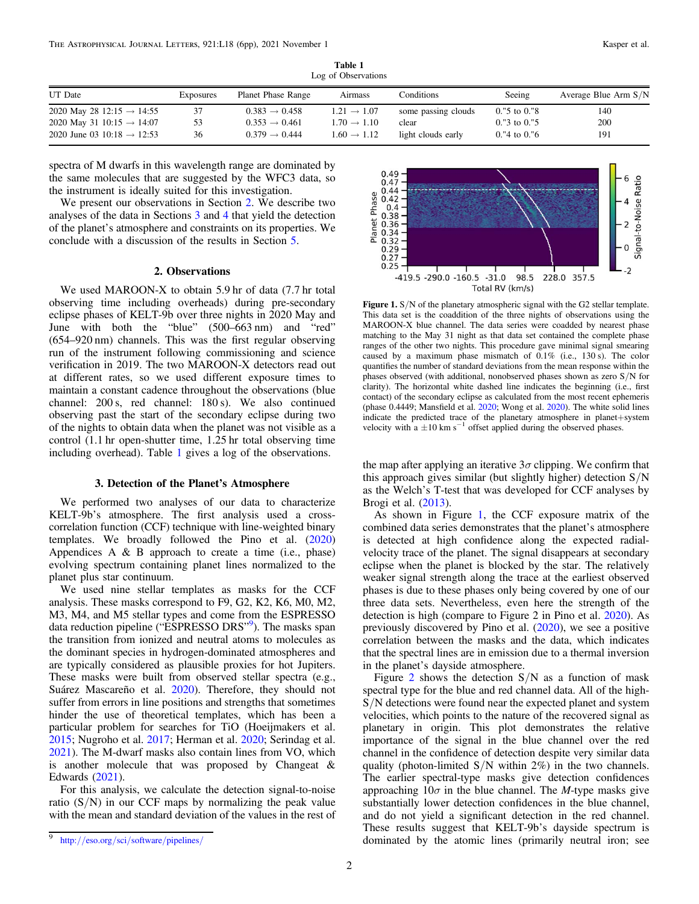**Table 1**
Log of Observations

| UT Date | Exposures | Planet Phase Range | Airmass | Conditions | Seeing | Average Blue Arm S/N |
|---|---|---|---|---|---|---|
| 2020 May 28 12:15 → 14:55 | 37 | 0.383 → 0.458 | 1.21 → 1.07 | some passing clouds | 0."5 to 0."8 | 140 |
| 2020 May 31 10:15 → 14:07 | 53 | 0.353 → 0.461 | 1.70 → 1.10 | clear | 0."3 to 0."5 | 200 |
| 2020 June 03 10:18 → 12:53 | 36 | 0.379 → 0.444 | 1.60 → 1.12 | light clouds early | 0."4 to 0."6 | 191 |

spectra of M dwarfs in this wavelength range are dominated by the same molecules that are suggested by the WFC3 data, so the instrument is ideally suited for this investigation.

We present our observations in Section 2. We describe two analyses of the data in Sections 3 and 4 that yield the detection of the planet's atmosphere and constraints on its properties. We conclude with a discussion of the results in Section 5.

## 2. Observations

We used MAROON-X to obtain 5.9 hr of data (7.7 hr total observing time including overheads) during pre-secondary eclipse phases of KELT-9b over three nights in 2020 May and June with both the "blue" (500–663 nm) and "red" (654–920 nm) channels. This was the first regular observing run of the instrument following commissioning and science verification in 2019. The two MAROON-X detectors read out at different rates, so we used different exposure times to maintain a constant cadence throughout the observations (blue channel: 200 s, red channel: 180 s). We also continued observing past the start of the secondary eclipse during two of the nights to obtain data when the planet was not visible as a control (1.1 hr open-shutter time, 1.25 hr total observing time including overhead). Table 1 gives a log of the observations.

## 3. Detection of the Planet's Atmosphere

We performed two analyses of our data to characterize KELT-9b's atmosphere. The first analysis used a cross-correlation function (CCF) technique with line-weighted binary templates. We broadly followed the Pino et al. (2020) Appendices A & B approach to create a time (i.e., phase) evolving spectrum containing planet lines normalized to the planet plus star continuum.

We used nine stellar templates as masks for the CCF analysis. These masks correspond to F9, G2, K2, K6, M0, M2, M3, M4, and M5 stellar types and come from the ESPRESSO data reduction pipeline ("ESPRESSO DRS"[9]). The masks span the transition from ionized and neutral atoms to molecules as the dominant species in hydrogen-dominated atmospheres and are typically considered as plausible proxies for hot Jupiters. These masks were built from observed stellar spectra (e.g., Suárez Mascareño et al. 2020). Therefore, they should not suffer from errors in line positions and strengths that sometimes hinder the use of theoretical templates, which has been a particular problem for searches for TiO (Hoeijmakers et al. 2015; Nugroho et al. 2017; Herman et al. 2020; Serindag et al. 2021). The M-dwarf masks also contain lines from VO, which is another molecule that was proposed by Changeat & Edwards (2021).

For this analysis, we calculate the detection signal-to-noise ratio (S/N) in our CCF maps by normalizing the peak value with the mean and standard deviation of the values in the rest of the map after applying an iterative $3\sigma$ clipping. We confirm that this approach gives similar (but slightly higher) detection S/N as the Welch's T-test that was developed for CCF analyses by Brogi et al. (2013).

Figure 1. S/N of the planetary atmospheric signal with the G2 stellar template. This data set is the coaddition of the three nights of observations using the MAROON-X blue channel. The data series were coadded by nearest phase matching to the May 31 night as that data set contained the complete phase ranges of the other two nights. This procedure gave minimal signal smearing caused by a maximum phase mismatch of 0.1% (i.e., 130 s). The color quantifies the number of standard deviations from the mean response within the phases observed (with additional, nonobserved phases shown as zero S/N for clarity). The horizontal white dashed line indicates the beginning (i.e., first contact) of the secondary eclipse as calculated from the most recent ephemeris (phase 0.4449; Mansfield et al. 2020; Wong et al. 2020). The white solid lines indicate the predicted trace of the planetary atmosphere in planet+system velocity with a $\pm 10$ km s$^{-1}$ offset applied during the observed phases.

As shown in Figure 1, the CCF exposure matrix of the combined data series demonstrates that the planet's atmosphere is detected at high confidence along the expected radial-velocity trace of the planet. The signal disappears at secondary eclipse when the planet is blocked by the star. The relatively weaker signal strength along the trace at the earliest observed phases is due to these phases only being covered by one of our three data sets. Nevertheless, even here the strength of the detection is high (compare to Figure 2 in Pino et al. 2020). As previously discovered by Pino et al. (2020), we see a positive correlation between the masks and the data, which indicates that the spectral lines are in emission due to a thermal inversion in the planet's dayside atmosphere.

Figure 2 shows the detection S/N as a function of mask spectral type for the blue and red channel data. All of the high-S/N detections were found near the expected planet and system velocities, which points to the nature of the recovered signal as planetary in origin. This plot demonstrates the relative importance of the signal in the blue channel over the red channel in the confidence of detection despite very similar data quality (photon-limited S/N within 2%) in the two channels. The earlier spectral-type masks give detection confidences approaching $10\sigma$ in the blue channel. The *M*-type masks give substantially lower detection confidences in the blue channel, and do not yield a significant detection in the red channel. These results suggest that KELT-9b's dayside spectrum is dominated by the atomic lines (primarily neutral iron; see

[9] http://eso.org/sci/software/pipelines/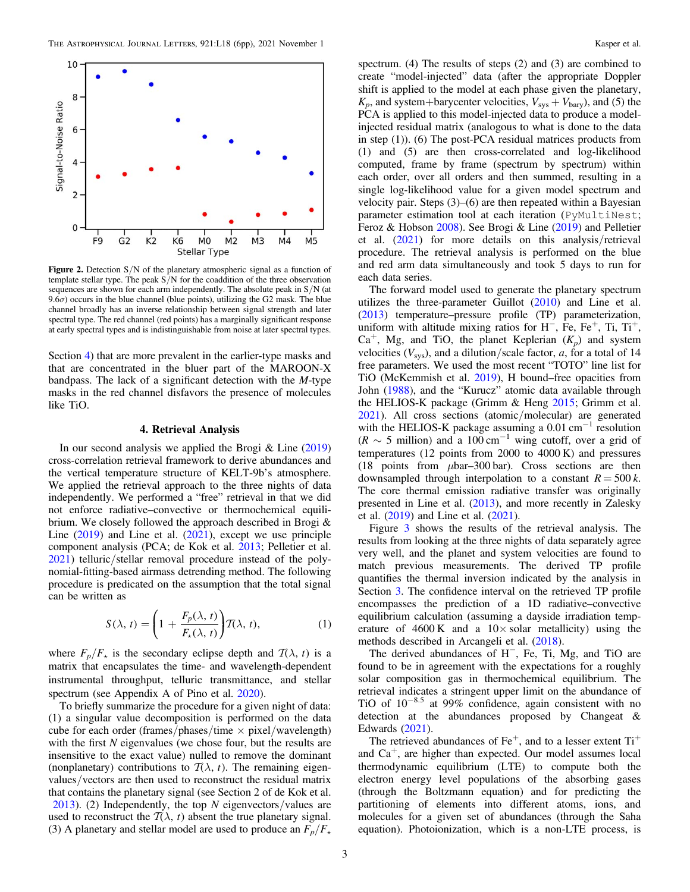**Figure 2.** Detection S/N of the planetary atmospheric signal as a function of template stellar type. The peak S/N for the coaddition of the three observation sequences are shown for each arm independently. The absolute peak in S/N (at $9.6\sigma$) occurs in the blue channel (blue points), utilizing the G2 mask. The blue channel broadly has an inverse relationship between signal strength and later spectral type. The red channel (red points) has a marginally significant response at early spectral types and is indistinguishable from noise at later spectral types.

Section 4) that are more prevalent in the earlier-type masks and that are concentrated in the bluer part of the MAROON-X bandpass. The lack of a significant detection with the *M*-type masks in the red channel disfavors the presence of molecules like TiO.

## 4. Retrieval Analysis

In our second analysis we applied the Brogi & Line (2019) cross-correlation retrieval framework to derive abundances and the vertical temperature structure of KELT-9b's atmosphere. We applied the retrieval approach to the three nights of data independently. We performed a "free" retrieval in that we did not enforce radiative–convective or thermochemical equilibrium. We closely followed the approach described in Brogi & Line (2019) and Line et al. (2021), except we use principle component analysis (PCA; de Kok et al. 2013; Pelletier et al. 2021) telluric/stellar removal procedure instead of the polynomial-fitting-based airmass detrending method. The following procedure is predicated on the assumption that the total signal can be written as

$$S(\lambda, t) = \left(1 + \frac{F_p(\lambda, t)}{F_\star(\lambda, t)}\right)\mathcal{T}(\lambda, t), \quad (1)$$

where $F_p/F_\star$ is the secondary eclipse depth and $\mathcal{T}(\lambda, t)$ is a matrix that encapsulates the time- and wavelength-dependent instrumental throughput, telluric transmittance, and stellar spectrum (see Appendix A of Pino et al. 2020).

To briefly summarize the procedure for a given night of data: (1) a singular value decomposition is performed on the data cube for each order (frames/phases/time × pixel/wavelength) with the first $N$ eigenvalues (we chose four, but the results are insensitive to the exact value) nulled to remove the dominant (nonplanetary) contributions to $\mathcal{T}(\lambda, t)$. The remaining eigenvalues/vectors are then used to reconstruct the residual matrix that contains the planetary signal (see Section 2 of de Kok et al. 2013). (2) Independently, the top $N$ eigenvectors/values are used to reconstruct the $\mathcal{T}(\lambda, t)$ absent the true planetary signal. (3) A planetary and stellar model are used to produce an $F_p/F_\star$ spectrum. (4) The results of steps (2) and (3) are combined to create "model-injected" data (after the appropriate Doppler shift is applied to the model at each phase given the planetary, $K_p$, and system+barycenter velocities, $V_{\rm sys} + V_{\rm bary}$), and (5) the PCA is applied to this model-injected data to produce a model-injected residual matrix (analogous to what is done to the data in step (1)). (6) The post-PCA residual matrices products from (1) and (5) are then cross-correlated and log-likelihood computed, frame by frame (spectrum by spectrum) within each order, over all orders and then summed, resulting in a single log-likelihood value for a given model spectrum and velocity pair. Steps (3)–(6) are then repeated within a Bayesian parameter estimation tool at each iteration (PyMultiNest; Feroz & Hobson 2008). See Brogi & Line (2019) and Pelletier et al. (2021) for more details on this analysis/retrieval procedure. The retrieval analysis is performed on the blue and red arm data simultaneously and took 5 days to run for each data series.

The forward model used to generate the planetary spectrum utilizes the three-parameter Guillot (2010) and Line et al. (2013) temperature–pressure profile (TP) parameterization, uniform with altitude mixing ratios for $H^-$, Fe, $Fe^+$, Ti, $Ti^+$, $Ca^+$, Mg, and TiO, the planet Keplerian ($K_p$) and system velocities ($V_{\rm sys}$), and a dilution/scale factor, $a$, for a total of 14 free parameters. We used the most recent "TOTO" line list for TiO (McKemmish et al. 2019), H bound–free opacities from John (1988), and the "Kurucz" atomic data available through the HELIOS-K package (Grimm & Heng 2015; Grimm et al. 2021). All cross sections (atomic/molecular) are generated with the HELIOS-K package assuming a 0.01 $\rm cm^{-1}$ resolution ($R \sim 5$ million) and a 100 $\rm cm^{-1}$ wing cutoff, over a grid of temperatures (12 points from 2000 to 4000 K) and pressures (18 points from $\mu$bar–300 bar). Cross sections are then downsampled through interpolation to a constant $R = 500\,k$. The core thermal emission radiative transfer was originally presented in Line et al. (2013), and more recently in Zalesky et al. (2019) and Line et al. (2021).

Figure 3 shows the results of the retrieval analysis. The results from looking at the three nights of data separately agree very well, and the planet and system velocities are found to match previous measurements. The derived TP profile quantifies the thermal inversion indicated by the analysis in Section 3. The confidence interval on the retrieved TP profile encompasses the prediction of a 1D radiative–convective equilibrium calculation (assuming a dayside irradiation temperature of 4600 K and a 10× solar metallicity) using the methods described in Arcangeli et al. (2018).

The derived abundances of $H^-$, Fe, Ti, Mg, and TiO are found to be in agreement with the expectations for a roughly solar composition gas in thermochemical equilibrium. The retrieval indicates a stringent upper limit on the abundance of TiO of $10^{-8.5}$ at 99% confidence, again consistent with no detection at the abundances proposed by Changeat & Edwards (2021).

The retrieved abundances of $Fe^+$, and to a lesser extent $Ti^+$ and $Ca^+$, are higher than expected. Our model assumes local thermodynamic equilibrium (LTE) to compute both the electron energy level populations of the absorbing gases (through the Boltzmann equation) and for predicting the partitioning of elements into different atoms, ions, and molecules for a given set of abundances (through the Saha equation). Photoionization, which is a non-LTE process, is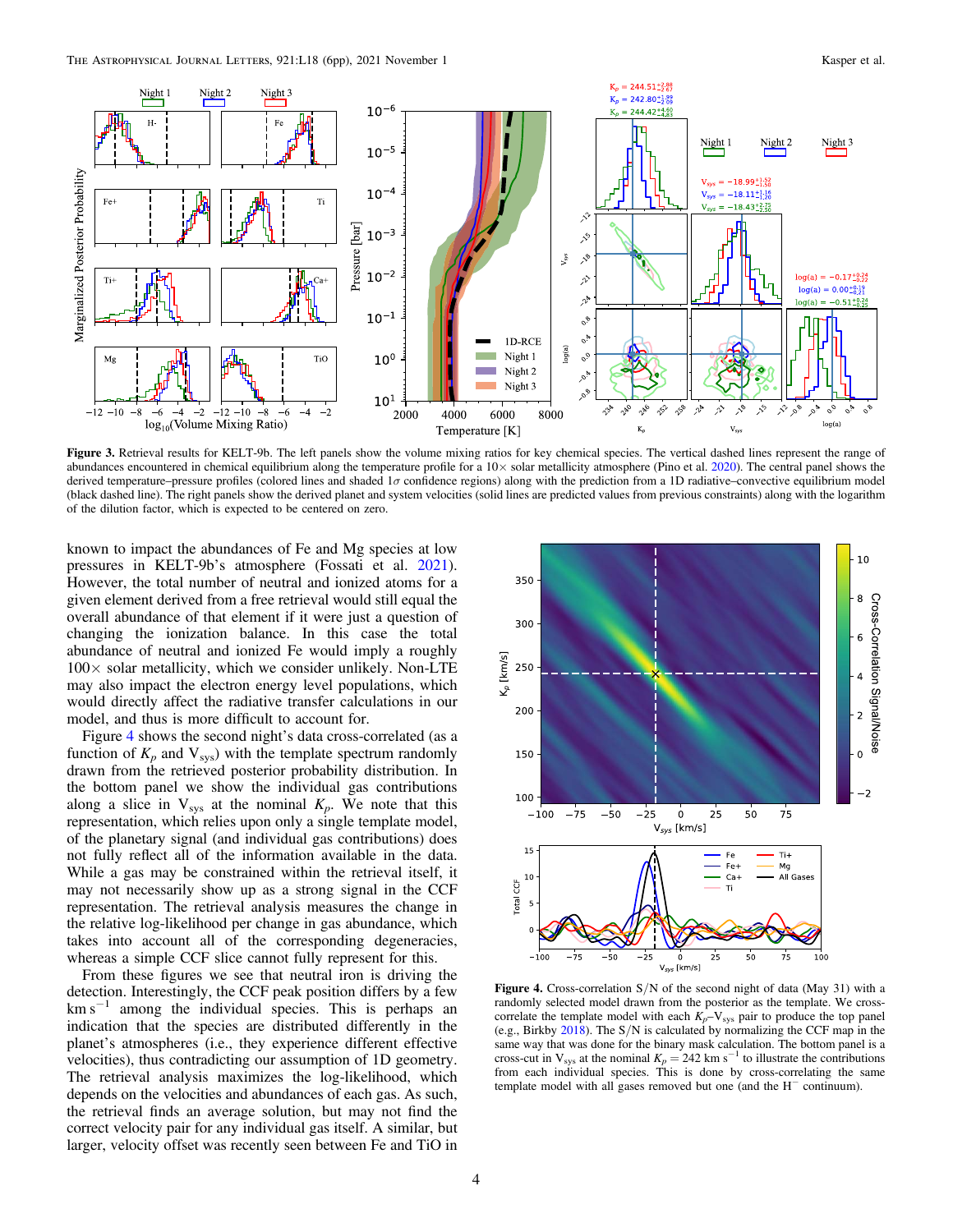**Figure 3.** Retrieval results for KELT-9b. The left panels show the volume mixing ratios for key chemical species. The vertical dashed lines represent the range of abundances encountered in chemical equilibrium along the temperature profile for a 10× solar metallicity atmosphere (Pino et al. 2020). The central panel shows the derived temperature–pressure profiles (colored lines and shaded 1$\sigma$ confidence regions) along with the prediction from a 1D radiative–convective equilibrium model (black dashed line). The right panels show the derived planet and system velocities (solid lines are predicted values from previous constraints) along with the logarithm of the dilution factor, which is expected to be centered on zero.

known to impact the abundances of Fe and Mg species at low pressures in KELT-9b's atmosphere (Fossati et al. 2021). However, the total number of neutral and ionized atoms for a given element derived from a free retrieval would still equal the overall abundance of that element if it were just a question of changing the ionization balance. In this case the total abundance of neutral and ionized Fe would imply a roughly 100× solar metallicity, which we consider unlikely. Non-LTE may also impact the electron energy level populations, which would directly affect the radiative transfer calculations in our model, and thus is more difficult to account for.

Figure 4 shows the second night's data cross-correlated (as a function of $K_p$ and $V_{sys}$) with the template spectrum randomly drawn from the retrieved posterior probability distribution. In the bottom panel we show the individual gas contributions along a slice in $V_{sys}$ at the nominal $K_p$. We note that this representation, which relies upon only a single template model, of the planetary signal (and individual gas contributions) does not fully reflect all of the information available in the data. While a gas may be constrained within the retrieval itself, it may not necessarily show up as a strong signal in the CCF representation. The retrieval analysis measures the change in the relative log-likelihood per change in gas abundance, which takes into account all of the corresponding degeneracies, whereas a simple CCF slice cannot fully represent for this.

From these figures we see that neutral iron is driving the detection. Interestingly, the CCF peak position differs by a few km s$^{-1}$ among the individual species. This is perhaps an indication that the species are distributed differently in the planet's atmospheres (i.e., they experience different effective velocities), thus contradicting our assumption of 1D geometry. The retrieval analysis maximizes the log-likelihood, which depends on the velocities and abundances of each gas. As such, the retrieval finds an average solution, but may not find the correct velocity pair for any individual gas itself. A similar, but larger, velocity offset was recently seen between Fe and TiO in

**Figure 4.** Cross-correlation S/N of the second night of data (May 31) with a randomly selected model drawn from the posterior as the template. We cross-correlate the template model with each $K_p$–$V_{sys}$ pair to produce the top panel (e.g., Birkby 2018). The S/N is calculated by normalizing the CCF map in the same way that was done for the binary mask calculation. The bottom panel is a cross-cut in $V_{sys}$ at the nominal $K_p = 242$ km s$^{-1}$ to illustrate the contributions from each individual species. This is done by cross-correlating the same template model with all gases removed but one (and the $H^-$ continuum).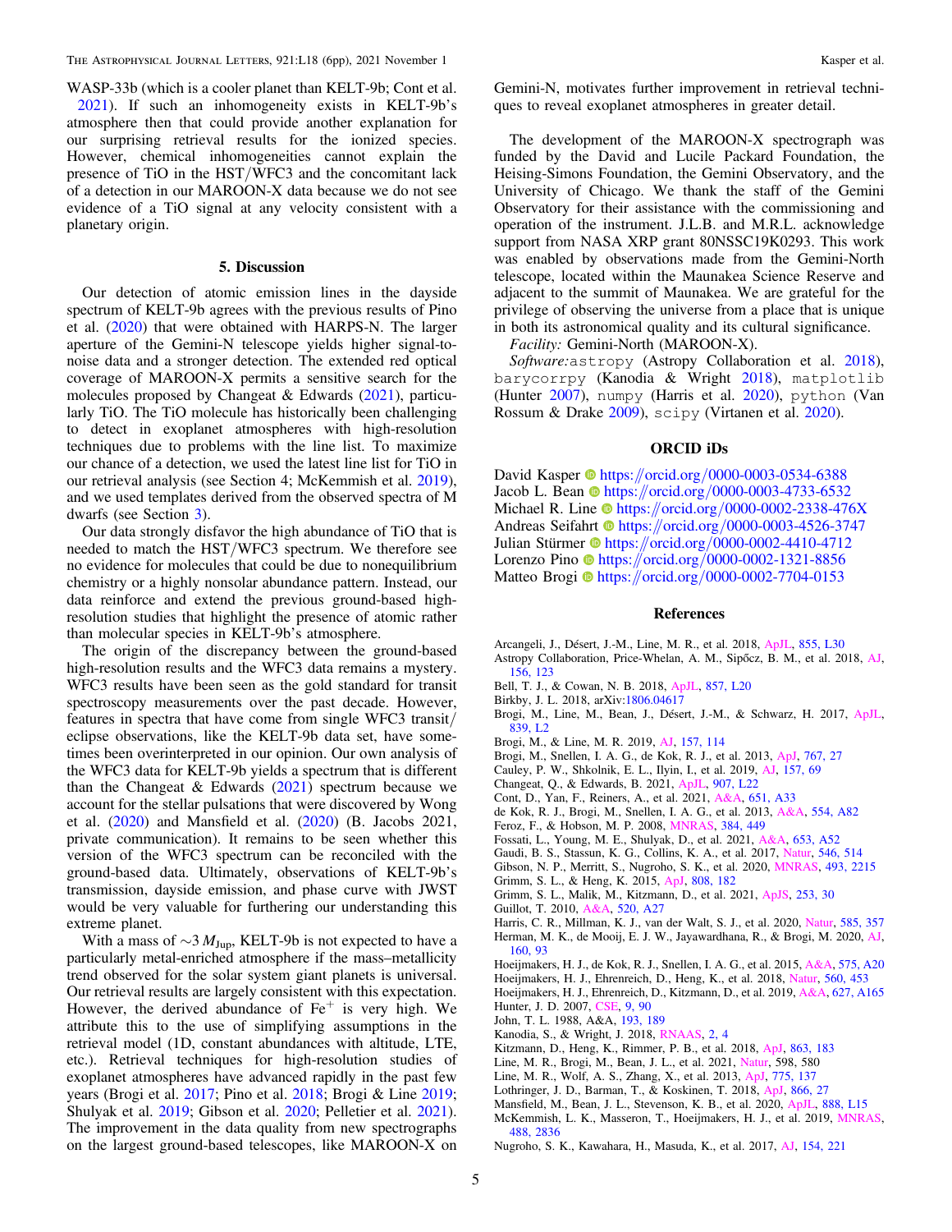WASP-33b (which is a cooler planet than KELT-9b; Cont et al. 2021). If such an inhomogeneity exists in KELT-9b's atmosphere then that could provide another explanation for our surprising retrieval results for the ionized species. However, chemical inhomogeneities cannot explain the presence of TiO in the HST/WFC3 and the concomitant lack of a detection in our MAROON-X data because we do not see evidence of a TiO signal at any velocity consistent with a planetary origin.

## 5. Discussion

Our detection of atomic emission lines in the dayside spectrum of KELT-9b agrees with the previous results of Pino et al. (2020) that were obtained with HARPS-N. The larger aperture of the Gemini-N telescope yields higher signal-to-noise data and a stronger detection. The extended red optical coverage of MAROON-X permits a sensitive search for the molecules proposed by Changeat & Edwards (2021), particularly TiO. The TiO molecule has historically been challenging to detect in exoplanet atmospheres with high-resolution techniques due to problems with the line list. To maximize our chance of a detection, we used the latest line list for TiO in our retrieval analysis (see Section 4; McKemmish et al. 2019), and we used templates derived from the observed spectra of M dwarfs (see Section 3).

Our data strongly disfavor the high abundance of TiO that is needed to match the HST/WFC3 spectrum. We therefore see no evidence for molecules that could be due to nonequilibrium chemistry or a highly nonsolar abundance pattern. Instead, our data reinforce and extend the previous ground-based high-resolution studies that highlight the presence of atomic rather than molecular species in KELT-9b's atmosphere.

The origin of the discrepancy between the ground-based high-resolution results and the WFC3 data remains a mystery. WFC3 results have been seen as the gold standard for transit spectroscopy measurements over the past decade. However, features in spectra that have come from single WFC3 transit/eclipse observations, like the KELT-9b data set, have sometimes been overinterpreted in our opinion. Our own analysis of the WFC3 data for KELT-9b yields a spectrum that is different than the Changeat & Edwards (2021) spectrum because we account for the stellar pulsations that were discovered by Wong et al. (2020) and Mansfield et al. (2020) (B. Jacobs 2021, private communication). It remains to be seen whether this version of the WFC3 spectrum can be reconciled with the ground-based data. Ultimately, observations of KELT-9b's transmission, dayside emission, and phase curve with JWST would be very valuable for furthering our understanding this extreme planet.

With a mass of $\sim 3\,M_{\rm Jup}$, KELT-9b is not expected to have a particularly metal-enriched atmosphere if the mass–metallicity trend observed for the solar system giant planets is universal. Our retrieval results are largely consistent with this expectation. However, the derived abundance of $Fe^{+}$ is very high. We attribute this to the use of simplifying assumptions in the retrieval model (1D, constant abundances with altitude, LTE, etc.). Retrieval techniques for high-resolution studies of exoplanet atmospheres have advanced rapidly in the past few years (Brogi et al. 2017; Pino et al. 2018; Brogi & Line 2019; Shulyak et al. 2019; Gibson et al. 2020; Pelletier et al. 2021). The improvement in the data quality from new spectrographs on the largest ground-based telescopes, like MAROON-X on Gemini-N, motivates further improvement in retrieval techniques to reveal exoplanet atmospheres in greater detail.

The development of the MAROON-X spectrograph was funded by the David and Lucile Packard Foundation, the Heising-Simons Foundation, the Gemini Observatory, and the University of Chicago. We thank the staff of the Gemini Observatory for their assistance with the commissioning and operation of the instrument. J.L.B. and M.R.L. acknowledge support from NASA XRP grant 80NSSC19K0293. This work was enabled by observations made from the Gemini-North telescope, located within the Maunakea Science Reserve and adjacent to the summit of Maunakea. We are grateful for the privilege of observing the universe from a place that is unique in both its astronomical quality and its cultural significance.

*Facility:* Gemini-North (MAROON-X).

*Software:* astropy (Astropy Collaboration et al. 2018), barycorrpy (Kanodia & Wright 2018), matplotlib (Hunter 2007), numpy (Harris et al. 2020), python (Van Rossum & Drake 2009), scipy (Virtanen et al. 2020).

## ORCID iDs

David Kasper https://orcid.org/0000-0003-0534-6388
Jacob L. Bean https://orcid.org/0000-0003-4733-6532
Michael R. Line https://orcid.org/0000-0002-2338-476X
Andreas Seifahrt https://orcid.org/0000-0003-4526-3747
Julian Stürmer https://orcid.org/0000-0002-4410-4712
Lorenzo Pino https://orcid.org/0000-0002-1321-8856
Matteo Brogi https://orcid.org/0000-0002-7704-0153

## References

Arcangeli, J., Désert, J.-M., Line, M. R., et al. 2018, ApJL, 855, L30
Astropy Collaboration, Price-Whelan, A. M., Sipőcz, B. M., et al. 2018, AJ, 156, 123
Bell, T. J., & Cowan, N. B. 2018, ApJL, 857, L20
Birkby, J. L. 2018, arXiv:1806.04617
Brogi, M., Line, M., Bean, J., Désert, J.-M., & Schwarz, H. 2017, ApJL, 839, L2
Brogi, M., & Line, M. R. 2019, AJ, 157, 114
Brogi, M., Snellen, I. A. G., de Kok, R. J., et al. 2013, ApJ, 767, 27
Cauley, P. W., Shkolnik, E. L., Ilyin, I., et al. 2019, AJ, 157, 69
Changeat, Q., & Edwards, B. 2021, ApJL, 907, L22
Cont, D., Yan, F., Reiners, A., et al. 2021, A&A, 651, A33
de Kok, R. J., Brogi, M., Snellen, I. A. G., et al. 2013, A&A, 554, A82
Feroz, F., & Hobson, M. P. 2008, MNRAS, 384, 449
Fossati, L., Young, M. E., Shulyak, D., et al. 2021, A&A, 653, A52
Gaudi, B. S., Stassun, K. G., Collins, K. A., et al. 2017, Natur, 546, 514
Gibson, N. P., Merritt, S., Nugroho, S. K., et al. 2020, MNRAS, 493, 2215
Grimm, S. L., & Heng, K. 2015, ApJ, 808, 182
Grimm, S. L., Malik, M., Kitzmann, D., et al. 2021, ApJS, 253, 30
Guillot, T. 2010, A&A, 520, A27
Harris, C. R., Millman, K. J., van der Walt, S. J., et al. 2020, Natur, 585, 357
Herman, M. K., de Mooij, E. J. W., Jayawardhana, R., & Brogi, M. 2020, AJ, 160, 93
Hoeijmakers, H. J., de Kok, R. J., Snellen, I. A. G., et al. 2015, A&A, 575, A20
Hoeijmakers, H. J., Ehrenreich, D., Heng, K., et al. 2018, Natur, 560, 453
Hoeijmakers, H. J., Ehrenreich, D., Kitzmann, D., et al. 2019, A&A, 627, A165
Hunter, J. D. 2007, CSE, 9, 90
John, T. L. 1988, A&A, 193, 189
Kanodia, S., & Wright, J. 2018, RNAAS, 2, 4
Kitzmann, D., Heng, K., Rimmer, P. B., et al. 2018, ApJ, 863, 183
Line, M. R., Brogi, M., Bean, J. L., et al. 2021, Natur, 598, 580
Line, M. R., Wolf, A. S., Zhang, X., et al. 2013, ApJ, 775, 137
Lothringer, J. D., Barman, T., & Koskinen, T. 2018, ApJ, 866, 27
Mansfield, M., Bean, J. L., Stevenson, K. B., et al. 2020, ApJL, 888, L15
McKemmish, L. K., Masseron, T., Hoeijmakers, H. J., et al. 2019, MNRAS, 488, 2836
Nugroho, S. K., Kawahara, H., Masuda, K., et al. 2017, AJ, 154, 221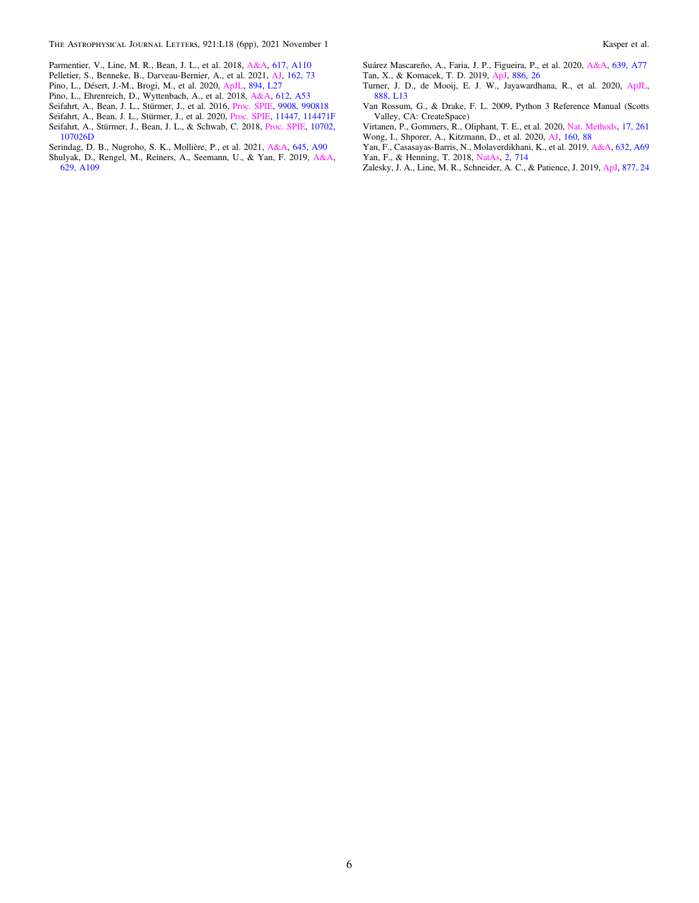Parmentier, V., Line, M. R., Bean, J. L., et al. 2018, A&A, 617, A110

Pelletier, S., Benneke, B., Darveau-Bernier, A., et al. 2021, AJ, 162, 73

Pino, L., Désert, J.-M., Brogi, M., et al. 2020, ApJL, 894, L27

Pino, L., Ehrenreich, D., Wyttenbach, A., et al. 2018, A&A, 612, A53

Seifahrt, A., Bean, J. L., Stürmer, J., et al. 2016, Proc. SPIE, 9908, 990818

Seifahrt, A., Bean, J. L., Stürmer, J., et al. 2020, Proc. SPIE, 11447, 114471F

Seifahrt, A., Stürmer, J., Bean, J. L., & Schwab, C. 2018, Proc. SPIE, 10702, 107026D

Serindag, D. B., Nugroho, S. K., Mollière, P., et al. 2021, A&A, 645, A90

Shulyak, D., Rengel, M., Reiners, A., Seemann, U., & Yan, F. 2019, A&A, 629, A109

Suárez Mascareño, A., Faria, J. P., Figueira, P., et al. 2020, A&A, 639, A77

Tan, X., & Komacek, T. D. 2019, ApJ, 886, 26

Turner, J. D., de Mooij, E. J. W., Jayawardhana, R., et al. 2020, ApJL, 888, L13

Van Rossum, G., & Drake, F. L. 2009, Python 3 Reference Manual (Scotts Valley, CA: CreateSpace)

Virtanen, P., Gommers, R., Oliphant, T. E., et al. 2020, Nat. Methods, 17, 261

Wong, I., Shporer, A., Kitzmann, D., et al. 2020, AJ, 160, 88

Yan, F., Casasayas-Barris, N., Molaverdikhani, K., et al. 2019, A&A, 632, A69

Yan, F., & Henning, T. 2018, NatAs, 2, 714

Zalesky, J. A., Line, M. R., Schneider, A. C., & Patience, J. 2019, ApJ, 877, 24